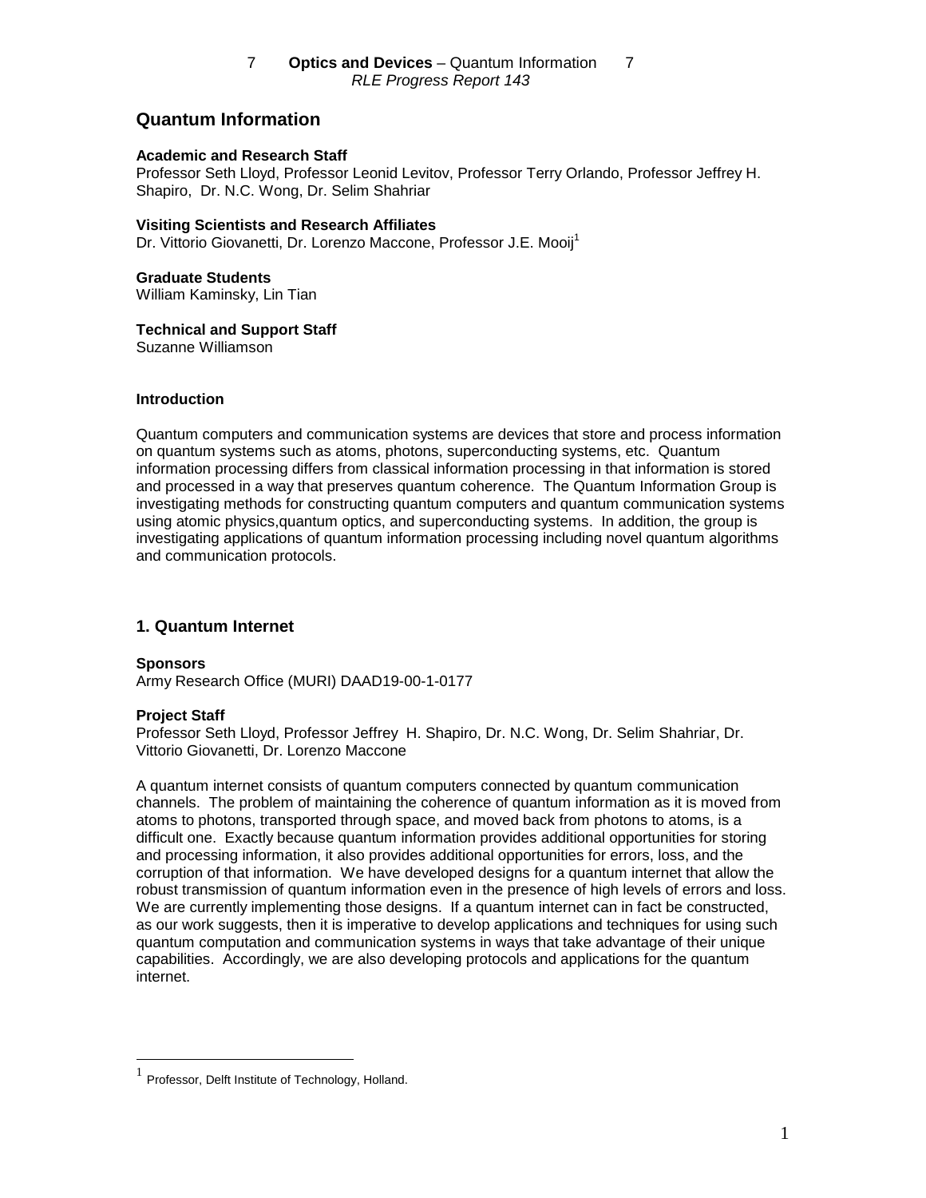# Quantum Information

**Academic and Research Staff**
Professor Seth Lloyd, Professor Leonid Levitov, Professor Terry Orlando, Professor Jeffrey H. Shapiro, Dr. N.C. Wong, Dr. Selim Shahriar

**Visiting Scientists and Research Affiliates**
Dr. Vittorio Giovanetti, Dr. Lorenzo Maccone, Professor J.E. Mooij[1]

**Graduate Students**
William Kaminsky, Lin Tian

**Technical and Support Staff**
Suzanne Williamson

### Introduction

Quantum computers and communication systems are devices that store and process information on quantum systems such as atoms, photons, superconducting systems, etc. Quantum information processing differs from classical information processing in that information is stored and processed in a way that preserves quantum coherence. The Quantum Information Group is investigating methods for constructing quantum computers and quantum communication systems using atomic physics,quantum optics, and superconducting systems. In addition, the group is investigating applications of quantum information processing including novel quantum algorithms and communication protocols.

## 1. Quantum Internet

**Sponsors**
Army Research Office (MURI) DAAD19-00-1-0177

**Project Staff**
Professor Seth Lloyd, Professor Jeffrey H. Shapiro, Dr. N.C. Wong, Dr. Selim Shahriar, Dr. Vittorio Giovanetti, Dr. Lorenzo Maccone

A quantum internet consists of quantum computers connected by quantum communication channels. The problem of maintaining the coherence of quantum information as it is moved from atoms to photons, transported through space, and moved back from photons to atoms, is a difficult one. Exactly because quantum information provides additional opportunities for storing and processing information, it also provides additional opportunities for errors, loss, and the corruption of that information. We have developed designs for a quantum internet that allow the robust transmission of quantum information even in the presence of high levels of errors and loss. We are currently implementing those designs. If a quantum internet can in fact be constructed, as our work suggests, then it is imperative to develop applications and techniques for using such quantum computation and communication systems in ways that take advantage of their unique capabilities. Accordingly, we are also developing protocols and applications for the quantum internet.

[1] Professor, Delft Institute of Technology, Holland.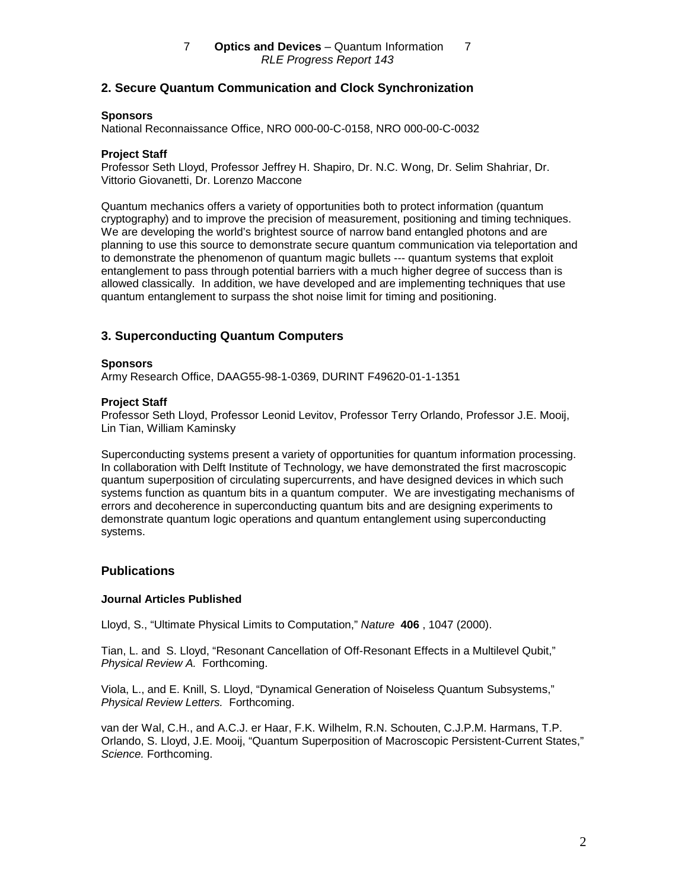## 2. Secure Quantum Communication and Clock Synchronization

**Sponsors**

National Reconnaissance Office, NRO 000-00-C-0158, NRO 000-00-C-0032

**Project Staff**

Professor Seth Lloyd, Professor Jeffrey H. Shapiro, Dr. N.C. Wong, Dr. Selim Shahriar, Dr. Vittorio Giovanetti, Dr. Lorenzo Maccone

Quantum mechanics offers a variety of opportunities both to protect information (quantum cryptography) and to improve the precision of measurement, positioning and timing techniques. We are developing the world's brightest source of narrow band entangled photons and are planning to use this source to demonstrate secure quantum communication via teleportation and to demonstrate the phenomenon of quantum magic bullets --- quantum systems that exploit entanglement to pass through potential barriers with a much higher degree of success than is allowed classically. In addition, we have developed and are implementing techniques that use quantum entanglement to surpass the shot noise limit for timing and positioning.

## 3. Superconducting Quantum Computers

**Sponsors**

Army Research Office, DAAG55-98-1-0369, DURINT F49620-01-1-1351

**Project Staff**

Professor Seth Lloyd, Professor Leonid Levitov, Professor Terry Orlando, Professor J.E. Mooij, Lin Tian, William Kaminsky

Superconducting systems present a variety of opportunities for quantum information processing. In collaboration with Delft Institute of Technology, we have demonstrated the first macroscopic quantum superposition of circulating supercurrents, and have designed devices in which such systems function as quantum bits in a quantum computer. We are investigating mechanisms of errors and decoherence in superconducting quantum bits and are designing experiments to demonstrate quantum logic operations and quantum entanglement using superconducting systems.

## Publications

### Journal Articles Published

Lloyd, S., "Ultimate Physical Limits to Computation," *Nature* **406** , 1047 (2000).

Tian, L. and S. Lloyd, "Resonant Cancellation of Off-Resonant Effects in a Multilevel Qubit," *Physical Review A.* Forthcoming.

Viola, L., and E. Knill, S. Lloyd, "Dynamical Generation of Noiseless Quantum Subsystems," *Physical Review Letters.* Forthcoming.

van der Wal, C.H., and A.C.J. er Haar, F.K. Wilhelm, R.N. Schouten, C.J.P.M. Harmans, T.P. Orlando, S. Lloyd, J.E. Mooij, "Quantum Superposition of Macroscopic Persistent-Current States," *Science.* Forthcoming.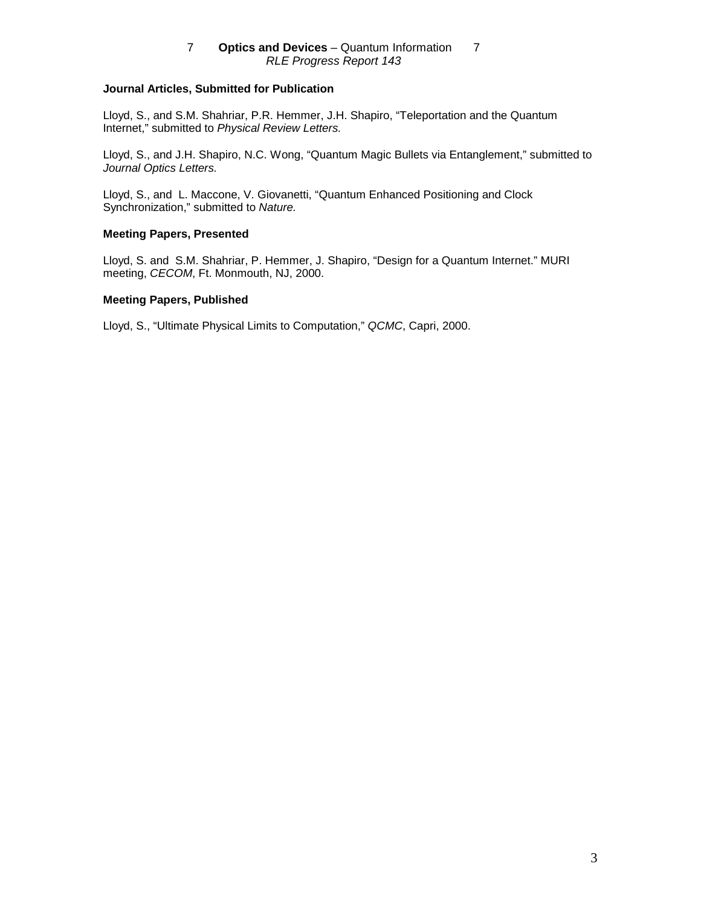### Journal Articles, Submitted for Publication

Lloyd, S., and S.M. Shahriar, P.R. Hemmer, J.H. Shapiro, "Teleportation and the Quantum Internet," submitted to *Physical Review Letters.*

Lloyd, S., and J.H. Shapiro, N.C. Wong, "Quantum Magic Bullets via Entanglement," submitted to *Journal Optics Letters.*

Lloyd, S., and L. Maccone, V. Giovanetti, "Quantum Enhanced Positioning and Clock Synchronization," submitted to *Nature.*

### Meeting Papers, Presented

Lloyd, S. and S.M. Shahriar, P. Hemmer, J. Shapiro, "Design for a Quantum Internet." MURI meeting, *CECOM*, Ft. Monmouth, NJ, 2000.

### Meeting Papers, Published

Lloyd, S., "Ultimate Physical Limits to Computation," *QCMC*, Capri, 2000.